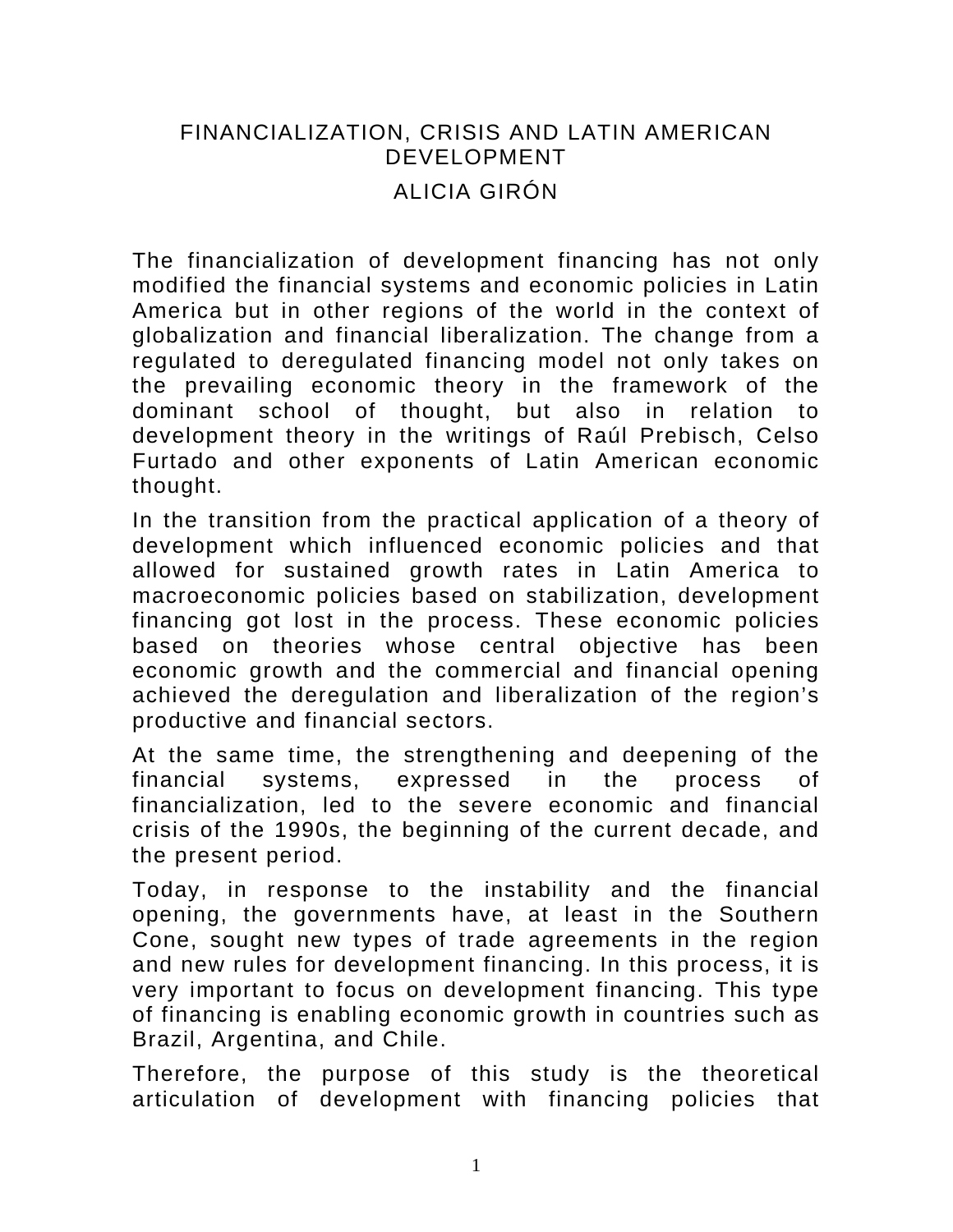# FINANCIALIZATION, CRISIS AND LATIN AMERICAN DEVELOPMENT

ALICIA GIRÓN

The financialization of development financing has not only modified the financial systems and economic policies in Latin America but in other regions of the world in the context of globalization and financial liberalization. The change from a regulated to deregulated financing model not only takes on the prevailing economic theory in the framework of the dominant school of thought, but also in relation to development theory in the writings of Raúl Prebisch, Celso Furtado and other exponents of Latin American economic thought.

In the transition from the practical application of a theory of development which influenced economic policies and that allowed for sustained growth rates in Latin America to macroeconomic policies based on stabilization, development financing got lost in the process. These economic policies based on theories whose central objective has been economic growth and the commercial and financial opening achieved the deregulation and liberalization of the region's productive and financial sectors.

At the same time, the strengthening and deepening of the financial systems, expressed in the process of financialization, led to the severe economic and financial crisis of the 1990s, the beginning of the current decade, and the present period.

Today, in response to the instability and the financial opening, the governments have, at least in the Southern Cone, sought new types of trade agreements in the region and new rules for development financing. In this process, it is very important to focus on development financing. This type of financing is enabling economic growth in countries such as Brazil, Argentina, and Chile.

Therefore, the purpose of this study is the theoretical articulation of development with financing policies that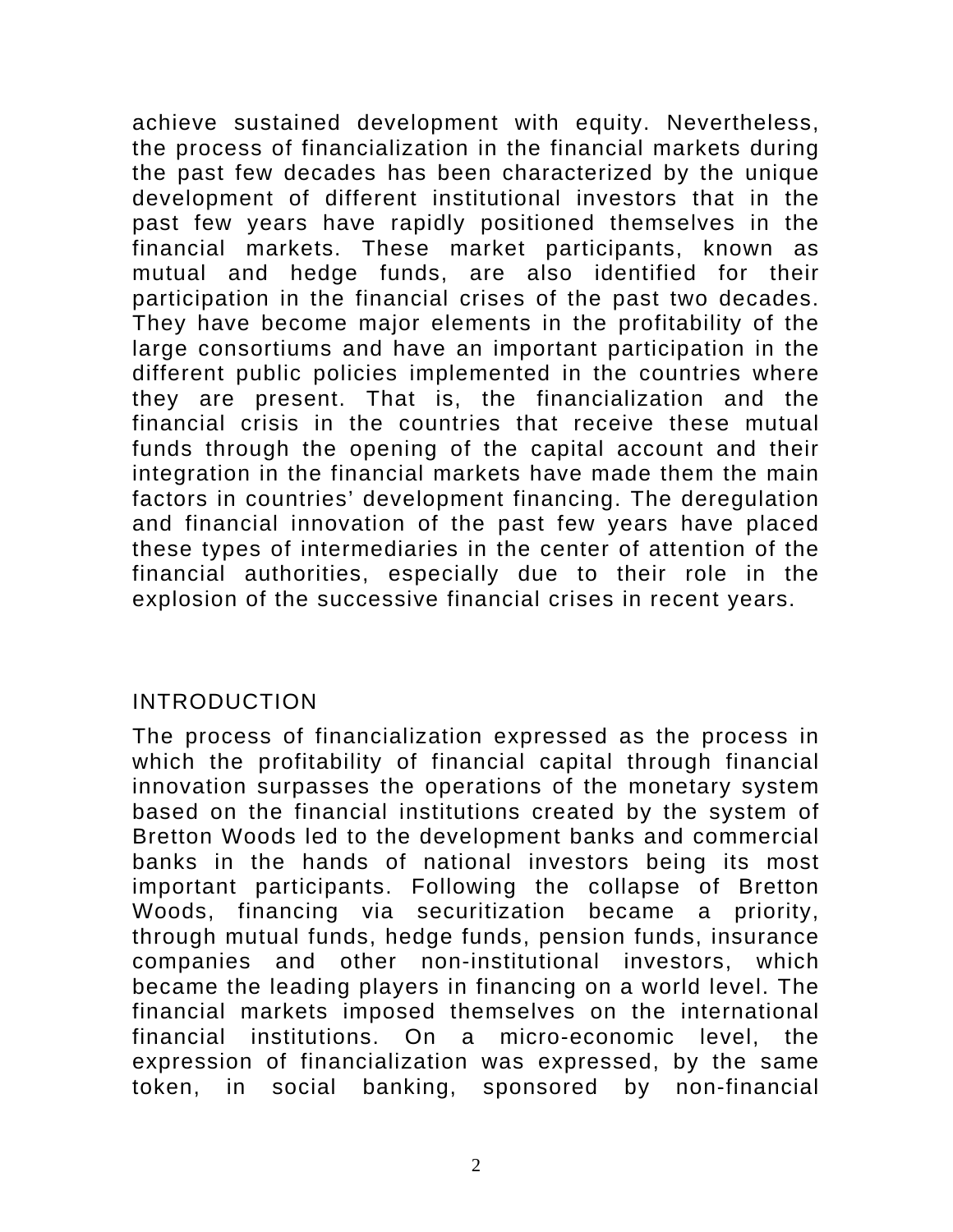achieve sustained development with equity. Nevertheless, the process of financialization in the financial markets during the past few decades has been characterized by the unique development of different institutional investors that in the past few years have rapidly positioned themselves in the financial markets. These market participants, known as mutual and hedge funds, are also identified for their participation in the financial crises of the past two decades. They have become major elements in the profitability of the large consortiums and have an important participation in the different public policies implemented in the countries where they are present. That is, the financialization and the financial crisis in the countries that receive these mutual funds through the opening of the capital account and their integration in the financial markets have made them the main factors in countries' development financing. The deregulation and financial innovation of the past few years have placed these types of intermediaries in the center of attention of the financial authorities, especially due to their role in the explosion of the successive financial crises in recent years.

## INTRODUCTION

The process of financialization expressed as the process in which the profitability of financial capital through financial innovation surpasses the operations of the monetary system based on the financial institutions created by the system of Bretton Woods led to the development banks and commercial banks in the hands of national investors being its most important participants. Following the collapse of Bretton Woods, financing via securitization became a priority, through mutual funds, hedge funds, pension funds, insurance companies and other non-institutional investors, which became the leading players in financing on a world level. The financial markets imposed themselves on the international financial institutions. On a micro-economic level, the expression of financialization was expressed, by the same token, in social banking, sponsored by non-financial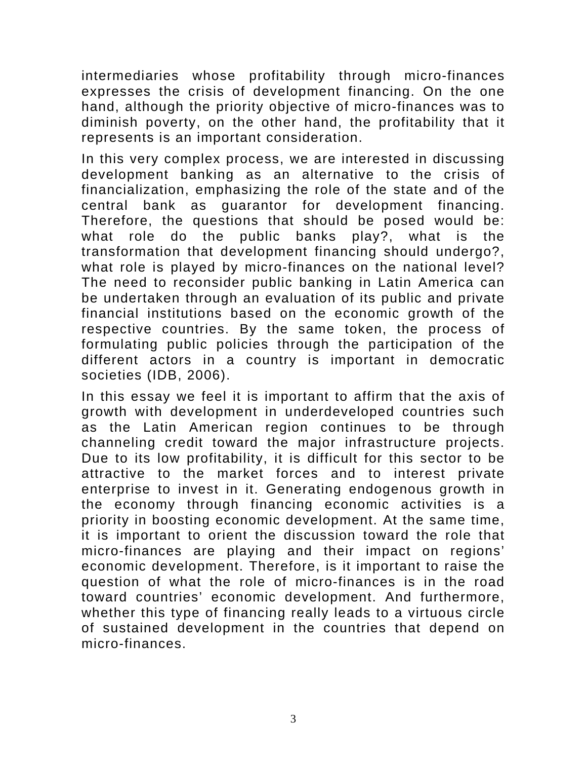intermediaries whose profitability through micro-finances expresses the crisis of development financing. On the one hand, although the priority objective of micro-finances was to diminish poverty, on the other hand, the profitability that it represents is an important consideration.

In this very complex process, we are interested in discussing development banking as an alternative to the crisis of financialization, emphasizing the role of the state and of the central bank as guarantor for development financing. Therefore, the questions that should be posed would be: what role do the public banks play?, what is the transformation that development financing should undergo?, what role is played by micro-finances on the national level? The need to reconsider public banking in Latin America can be undertaken through an evaluation of its public and private financial institutions based on the economic growth of the respective countries. By the same token, the process of formulating public policies through the participation of the different actors in a country is important in democratic societies (IDB, 2006).

In this essay we feel it is important to affirm that the axis of growth with development in underdeveloped countries such as the Latin American region continues to be through channeling credit toward the major infrastructure projects. Due to its low profitability, it is difficult for this sector to be attractive to the market forces and to interest private enterprise to invest in it. Generating endogenous growth in the economy through financing economic activities is a priority in boosting economic development. At the same time, it is important to orient the discussion toward the role that micro-finances are playing and their impact on regions' economic development. Therefore, is it important to raise the question of what the role of micro-finances is in the road toward countries' economic development. And furthermore, whether this type of financing really leads to a virtuous circle of sustained development in the countries that depend on micro-finances.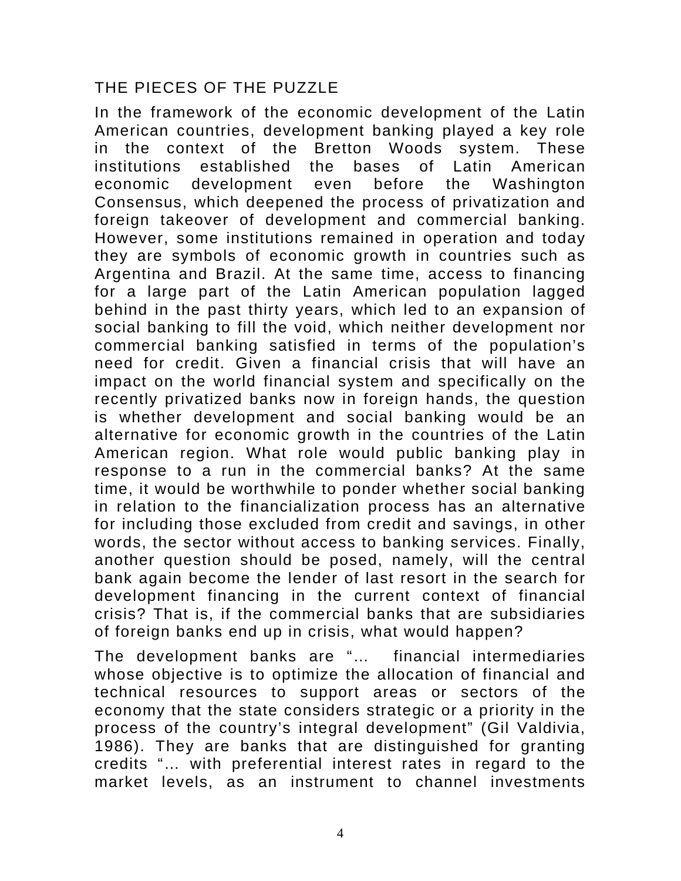## THE PIECES OF THE PUZZLE

In the framework of the economic development of the Latin American countries, development banking played a key role in the context of the Bretton Woods system. These institutions established the bases of Latin American economic development even before the Washington Consensus, which deepened the process of privatization and foreign takeover of development and commercial banking. However, some institutions remained in operation and today they are symbols of economic growth in countries such as Argentina and Brazil. At the same time, access to financing for a large part of the Latin American population lagged behind in the past thirty years, which led to an expansion of social banking to fill the void, which neither development nor commercial banking satisfied in terms of the population's need for credit. Given a financial crisis that will have an impact on the world financial system and specifically on the recently privatized banks now in foreign hands, the question is whether development and social banking would be an alternative for economic growth in the countries of the Latin American region. What role would public banking play in response to a run in the commercial banks? At the same time, it would be worthwhile to ponder whether social banking in relation to the financialization process has an alternative for including those excluded from credit and savings, in other words, the sector without access to banking services. Finally, another question should be posed, namely, will the central bank again become the lender of last resort in the search for development financing in the current context of financial crisis? That is, if the commercial banks that are subsidiaries of foreign banks end up in crisis, what would happen?

The development banks are "… financial intermediaries whose objective is to optimize the allocation of financial and technical resources to support areas or sectors of the economy that the state considers strategic or a priority in the process of the country's integral development" (Gil Valdivia, 1986). They are banks that are distinguished for granting credits "… with preferential interest rates in regard to the market levels, as an instrument to channel investments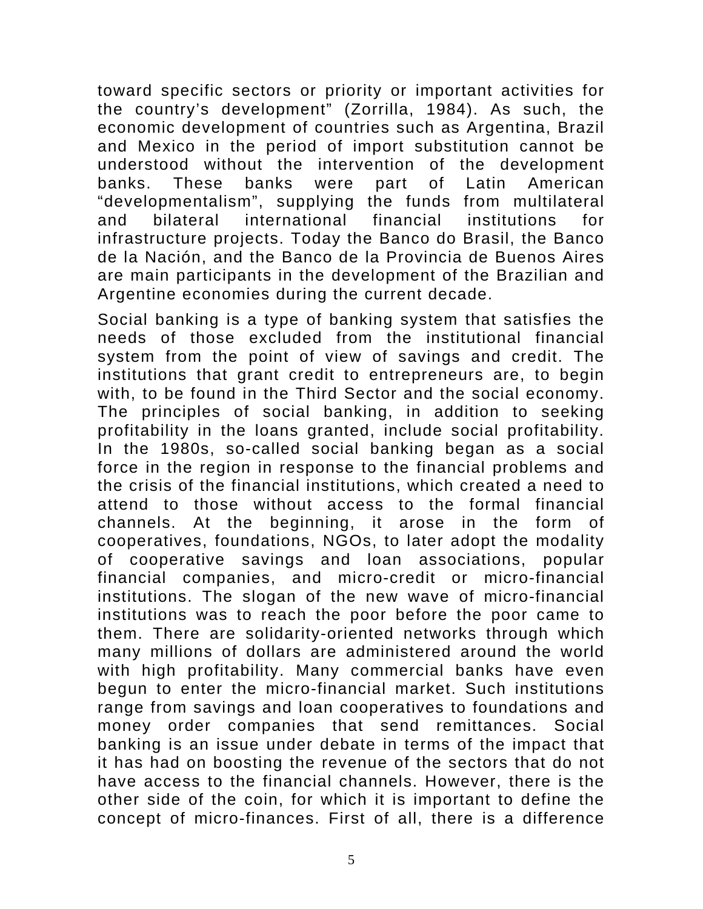toward specific sectors or priority or important activities for the country's development" (Zorrilla, 1984). As such, the economic development of countries such as Argentina, Brazil and Mexico in the period of import substitution cannot be understood without the intervention of the development banks. These banks were part of Latin American "developmentalism", supplying the funds from multilateral and bilateral international financial institutions for infrastructure projects. Today the Banco do Brasil, the Banco de la Nación, and the Banco de la Provincia de Buenos Aires are main participants in the development of the Brazilian and Argentine economies during the current decade.

Social banking is a type of banking system that satisfies the needs of those excluded from the institutional financial system from the point of view of savings and credit. The institutions that grant credit to entrepreneurs are, to begin with, to be found in the Third Sector and the social economy. The principles of social banking, in addition to seeking profitability in the loans granted, include social profitability. In the 1980s, so-called social banking began as a social force in the region in response to the financial problems and the crisis of the financial institutions, which created a need to attend to those without access to the formal financial channels. At the beginning, it arose in the form of cooperatives, foundations, NGOs, to later adopt the modality of cooperative savings and loan associations, popular financial companies, and micro-credit or micro-financial institutions. The slogan of the new wave of micro-financial institutions was to reach the poor before the poor came to them. There are solidarity-oriented networks through which many millions of dollars are administered around the world with high profitability. Many commercial banks have even begun to enter the micro-financial market. Such institutions range from savings and loan cooperatives to foundations and money order companies that send remittances. Social banking is an issue under debate in terms of the impact that it has had on boosting the revenue of the sectors that do not have access to the financial channels. However, there is the other side of the coin, for which it is important to define the concept of micro-finances. First of all, there is a difference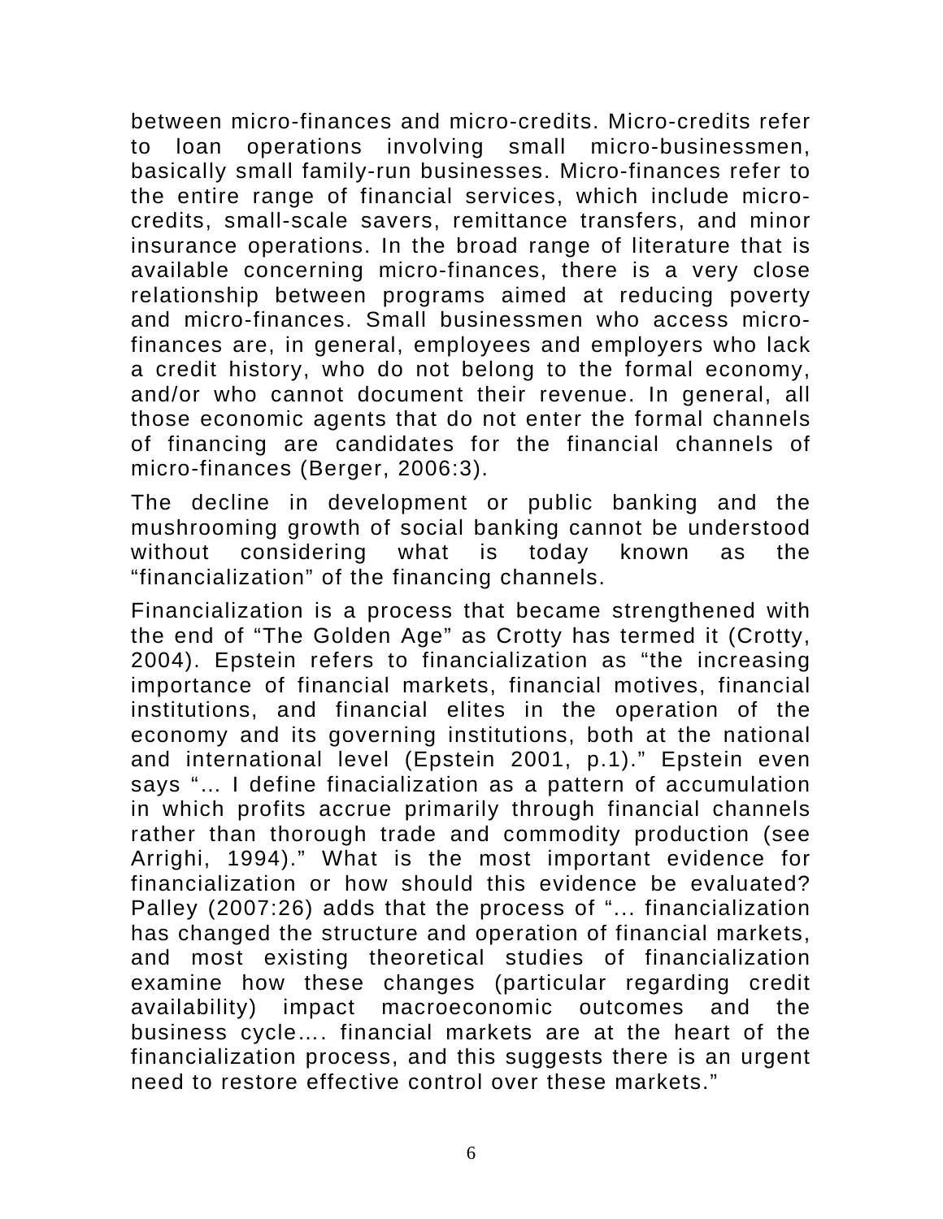between micro-finances and micro-credits. Micro-credits refer to loan operations involving small micro-businessmen, basically small family-run businesses. Micro-finances refer to the entire range of financial services, which include micro-credits, small-scale savers, remittance transfers, and minor insurance operations. In the broad range of literature that is available concerning micro-finances, there is a very close relationship between programs aimed at reducing poverty and micro-finances. Small businessmen who access micro-finances are, in general, employees and employers who lack a credit history, who do not belong to the formal economy, and/or who cannot document their revenue. In general, all those economic agents that do not enter the formal channels of financing are candidates for the financial channels of micro-finances (Berger, 2006:3).

The decline in development or public banking and the mushrooming growth of social banking cannot be understood without considering what is today known as the "financialization" of the financing channels.

Financialization is a process that became strengthened with the end of "The Golden Age" as Crotty has termed it (Crotty, 2004). Epstein refers to financialization as "the increasing importance of financial markets, financial motives, financial institutions, and financial elites in the operation of the economy and its governing institutions, both at the national and international level (Epstein 2001, p.1)." Epstein even says "... I define finacialization as a pattern of accumulation in which profits accrue primarily through financial channels rather than thorough trade and commodity production (see Arrighi, 1994)." What is the most important evidence for financialization or how should this evidence be evaluated? Palley (2007:26) adds that the process of "... financialization has changed the structure and operation of financial markets, and most existing theoretical studies of financialization examine how these changes (particular regarding credit availability) impact macroeconomic outcomes and the business cycle.... financial markets are at the heart of the financialization process, and this suggests there is an urgent need to restore effective control over these markets."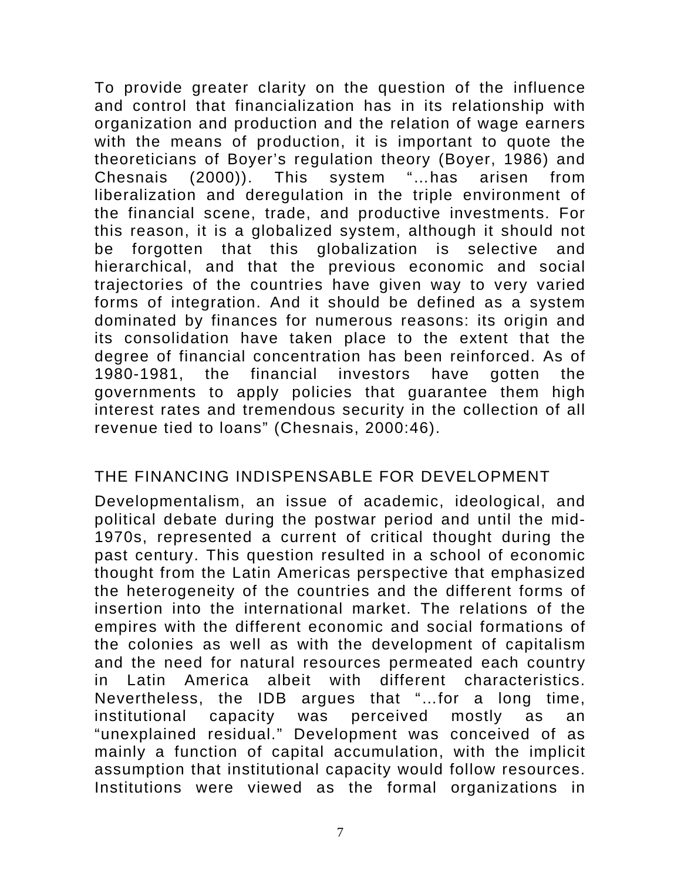To provide greater clarity on the question of the influence and control that financialization has in its relationship with organization and production and the relation of wage earners with the means of production, it is important to quote the theoreticians of Boyer's regulation theory (Boyer, 1986) and Chesnais (2000)). This system "…has arisen from liberalization and deregulation in the triple environment of the financial scene, trade, and productive investments. For this reason, it is a globalized system, although it should not be forgotten that this globalization is selective and hierarchical, and that the previous economic and social trajectories of the countries have given way to very varied forms of integration. And it should be defined as a system dominated by finances for numerous reasons: its origin and its consolidation have taken place to the extent that the degree of financial concentration has been reinforced. As of 1980-1981, the financial investors have gotten the governments to apply policies that guarantee them high interest rates and tremendous security in the collection of all revenue tied to loans" (Chesnais, 2000:46).

## THE FINANCING INDISPENSABLE FOR DEVELOPMENT

Developmentalism, an issue of academic, ideological, and political debate during the postwar period and until the mid-1970s, represented a current of critical thought during the past century. This question resulted in a school of economic thought from the Latin Americas perspective that emphasized the heterogeneity of the countries and the different forms of insertion into the international market. The relations of the empires with the different economic and social formations of the colonies as well as with the development of capitalism and the need for natural resources permeated each country in Latin America albeit with different characteristics. Nevertheless, the IDB argues that "…for a long time, institutional capacity was perceived mostly as an "unexplained residual." Development was conceived of as mainly a function of capital accumulation, with the implicit assumption that institutional capacity would follow resources. Institutions were viewed as the formal organizations in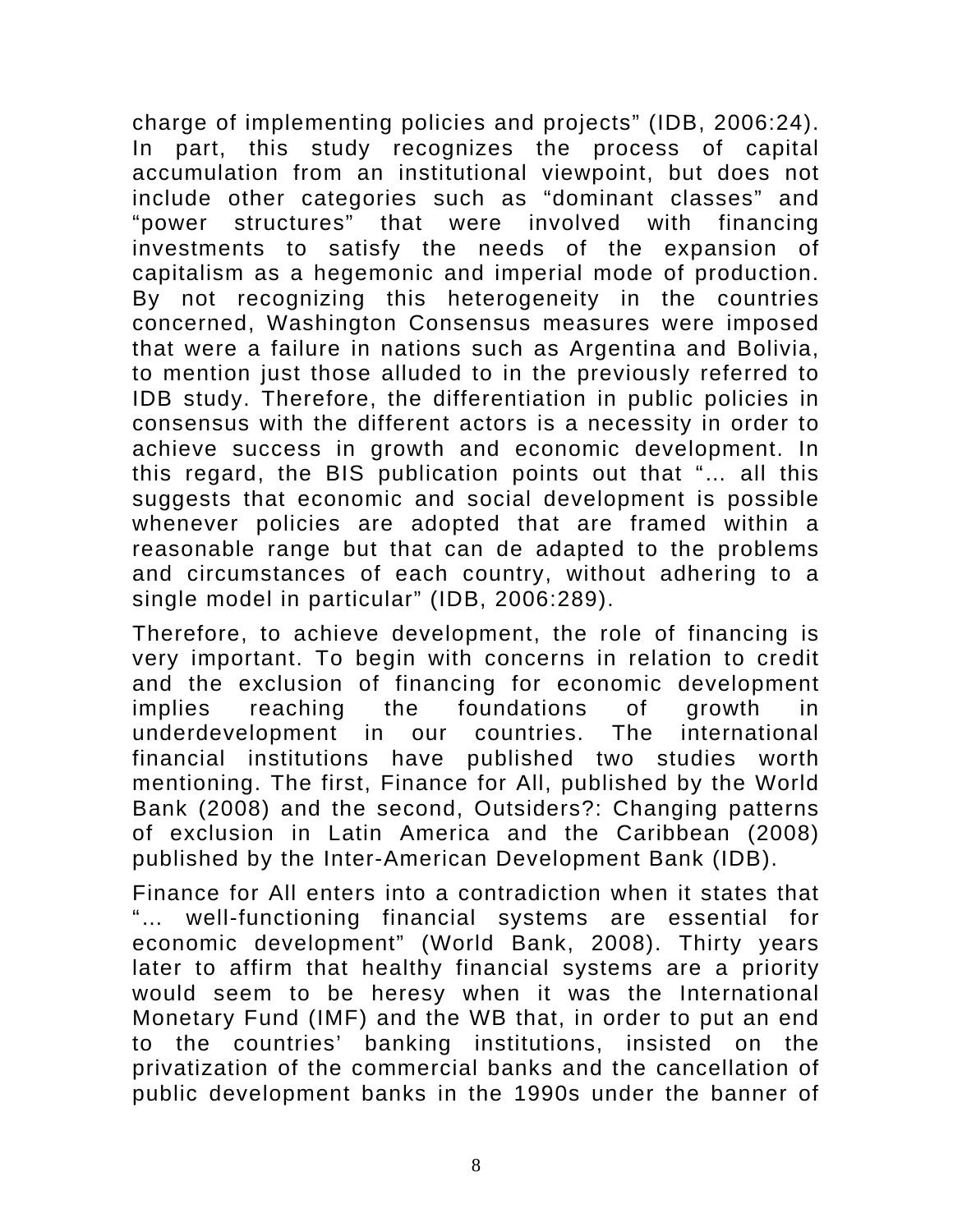charge of implementing policies and projects" (IDB, 2006:24). In part, this study recognizes the process of capital accumulation from an institutional viewpoint, but does not include other categories such as "dominant classes" and "power structures" that were involved with financing investments to satisfy the needs of the expansion of capitalism as a hegemonic and imperial mode of production. By not recognizing this heterogeneity in the countries concerned, Washington Consensus measures were imposed that were a failure in nations such as Argentina and Bolivia, to mention just those alluded to in the previously referred to IDB study. Therefore, the differentiation in public policies in consensus with the different actors is a necessity in order to achieve success in growth and economic development. In this regard, the BIS publication points out that "... all this suggests that economic and social development is possible whenever policies are adopted that are framed within a reasonable range but that can de adapted to the problems and circumstances of each country, without adhering to a single model in particular" (IDB, 2006:289).

Therefore, to achieve development, the role of financing is very important. To begin with concerns in relation to credit and the exclusion of financing for economic development implies reaching the foundations of growth in underdevelopment in our countries. The international financial institutions have published two studies worth mentioning. The first, Finance for All, published by the World Bank (2008) and the second, Outsiders?: Changing patterns of exclusion in Latin America and the Caribbean (2008) published by the Inter-American Development Bank (IDB).

Finance for All enters into a contradiction when it states that "... well-functioning financial systems are essential for economic development" (World Bank, 2008). Thirty years later to affirm that healthy financial systems are a priority would seem to be heresy when it was the International Monetary Fund (IMF) and the WB that, in order to put an end to the countries' banking institutions, insisted on the privatization of the commercial banks and the cancellation of public development banks in the 1990s under the banner of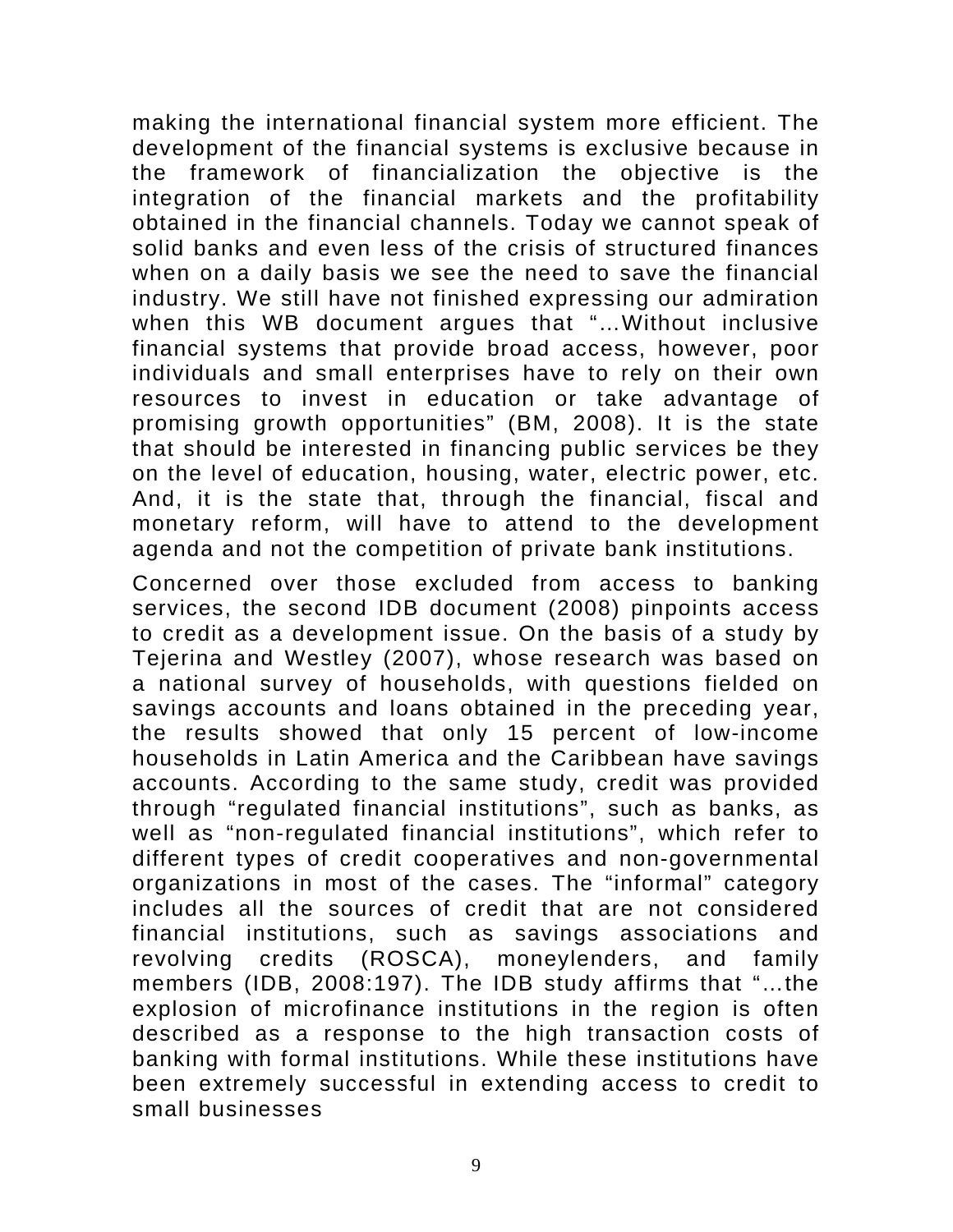making the international financial system more efficient. The development of the financial systems is exclusive because in the framework of financialization the objective is the integration of the financial markets and the profitability obtained in the financial channels. Today we cannot speak of solid banks and even less of the crisis of structured finances when on a daily basis we see the need to save the financial industry. We still have not finished expressing our admiration when this WB document argues that "…Without inclusive financial systems that provide broad access, however, poor individuals and small enterprises have to rely on their own resources to invest in education or take advantage of promising growth opportunities" (BM, 2008). It is the state that should be interested in financing public services be they on the level of education, housing, water, electric power, etc. And, it is the state that, through the financial, fiscal and monetary reform, will have to attend to the development agenda and not the competition of private bank institutions.

Concerned over those excluded from access to banking services, the second IDB document (2008) pinpoints access to credit as a development issue. On the basis of a study by Tejerina and Westley (2007), whose research was based on a national survey of households, with questions fielded on savings accounts and loans obtained in the preceding year, the results showed that only 15 percent of low-income households in Latin America and the Caribbean have savings accounts. According to the same study, credit was provided through "regulated financial institutions", such as banks, as well as "non-regulated financial institutions", which refer to different types of credit cooperatives and non-governmental organizations in most of the cases. The "informal" category includes all the sources of credit that are not considered financial institutions, such as savings associations and revolving credits (ROSCA), moneylenders, and family members (IDB, 2008:197). The IDB study affirms that "…the explosion of microfinance institutions in the region is often described as a response to the high transaction costs of banking with formal institutions. While these institutions have been extremely successful in extending access to credit to small businesses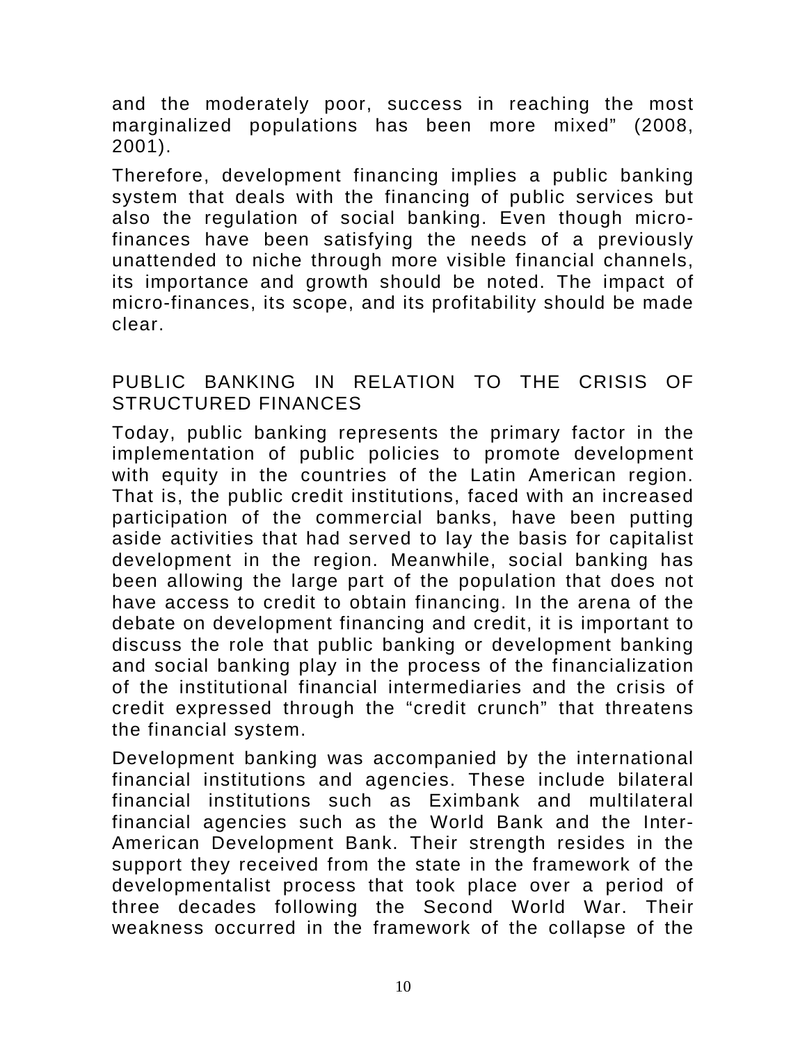and the moderately poor, success in reaching the most marginalized populations has been more mixed" (2008, 2001).

Therefore, development financing implies a public banking system that deals with the financing of public services but also the regulation of social banking. Even though micro-finances have been satisfying the needs of a previously unattended to niche through more visible financial channels, its importance and growth should be noted. The impact of micro-finances, its scope, and its profitability should be made clear.

## PUBLIC BANKING IN RELATION TO THE CRISIS OF STRUCTURED FINANCES

Today, public banking represents the primary factor in the implementation of public policies to promote development with equity in the countries of the Latin American region. That is, the public credit institutions, faced with an increased participation of the commercial banks, have been putting aside activities that had served to lay the basis for capitalist development in the region. Meanwhile, social banking has been allowing the large part of the population that does not have access to credit to obtain financing. In the arena of the debate on development financing and credit, it is important to discuss the role that public banking or development banking and social banking play in the process of the financialization of the institutional financial intermediaries and the crisis of credit expressed through the "credit crunch" that threatens the financial system.

Development banking was accompanied by the international financial institutions and agencies. These include bilateral financial institutions such as Eximbank and multilateral financial agencies such as the World Bank and the Inter-American Development Bank. Their strength resides in the support they received from the state in the framework of the developmentalist process that took place over a period of three decades following the Second World War. Their weakness occurred in the framework of the collapse of the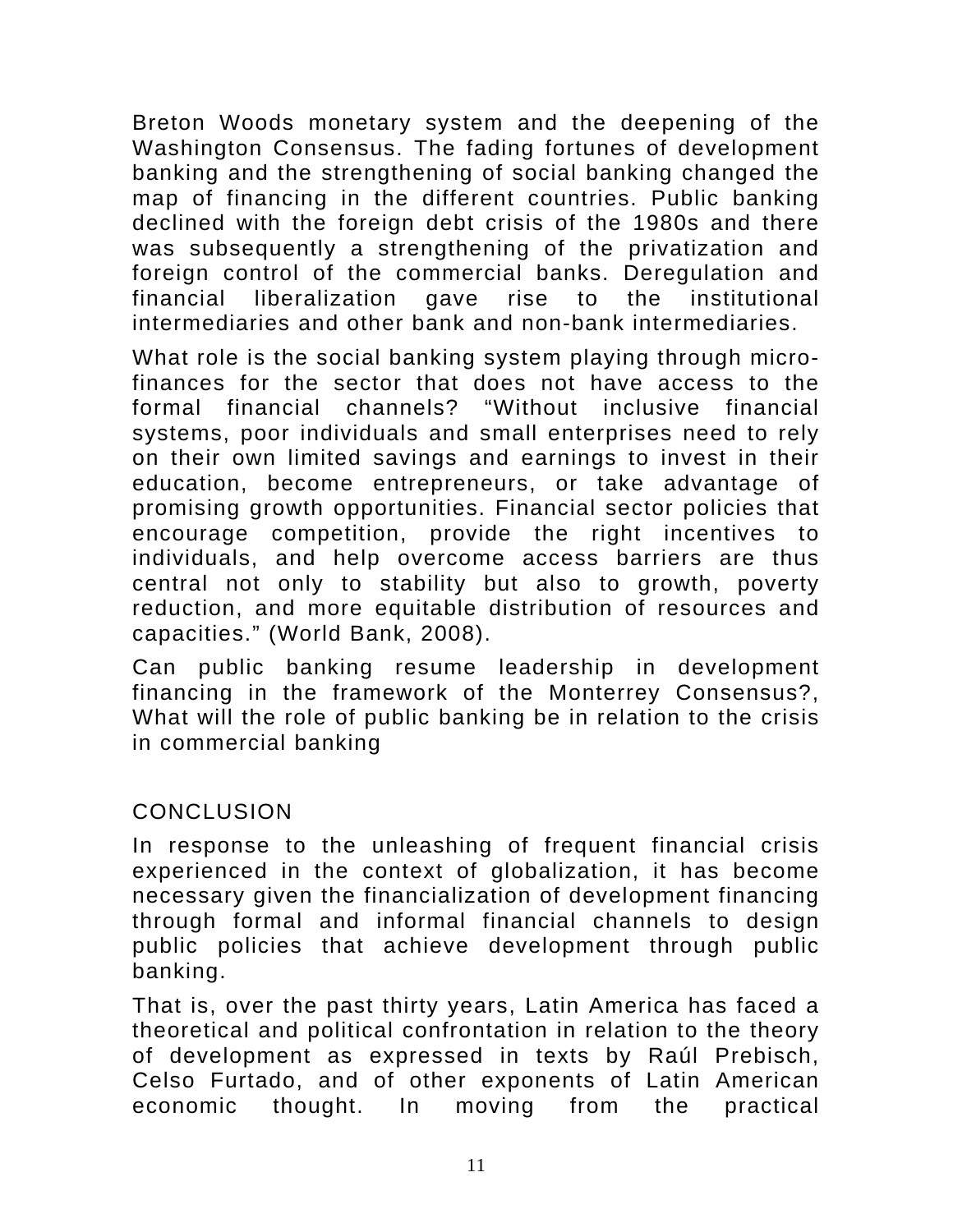Breton Woods monetary system and the deepening of the Washington Consensus. The fading fortunes of development banking and the strengthening of social banking changed the map of financing in the different countries. Public banking declined with the foreign debt crisis of the 1980s and there was subsequently a strengthening of the privatization and foreign control of the commercial banks. Deregulation and financial liberalization gave rise to the institutional intermediaries and other bank and non-bank intermediaries.

What role is the social banking system playing through micro-finances for the sector that does not have access to the formal financial channels? "Without inclusive financial systems, poor individuals and small enterprises need to rely on their own limited savings and earnings to invest in their education, become entrepreneurs, or take advantage of promising growth opportunities. Financial sector policies that encourage competition, provide the right incentives to individuals, and help overcome access barriers are thus central not only to stability but also to growth, poverty reduction, and more equitable distribution of resources and capacities." (World Bank, 2008).

Can public banking resume leadership in development financing in the framework of the Monterrey Consensus?, What will the role of public banking be in relation to the crisis in commercial banking

## CONCLUSION

In response to the unleashing of frequent financial crisis experienced in the context of globalization, it has become necessary given the financialization of development financing through formal and informal financial channels to design public policies that achieve development through public banking.

That is, over the past thirty years, Latin America has faced a theoretical and political confrontation in relation to the theory of development as expressed in texts by Raúl Prebisch, Celso Furtado, and of other exponents of Latin American economic thought. In moving from the practical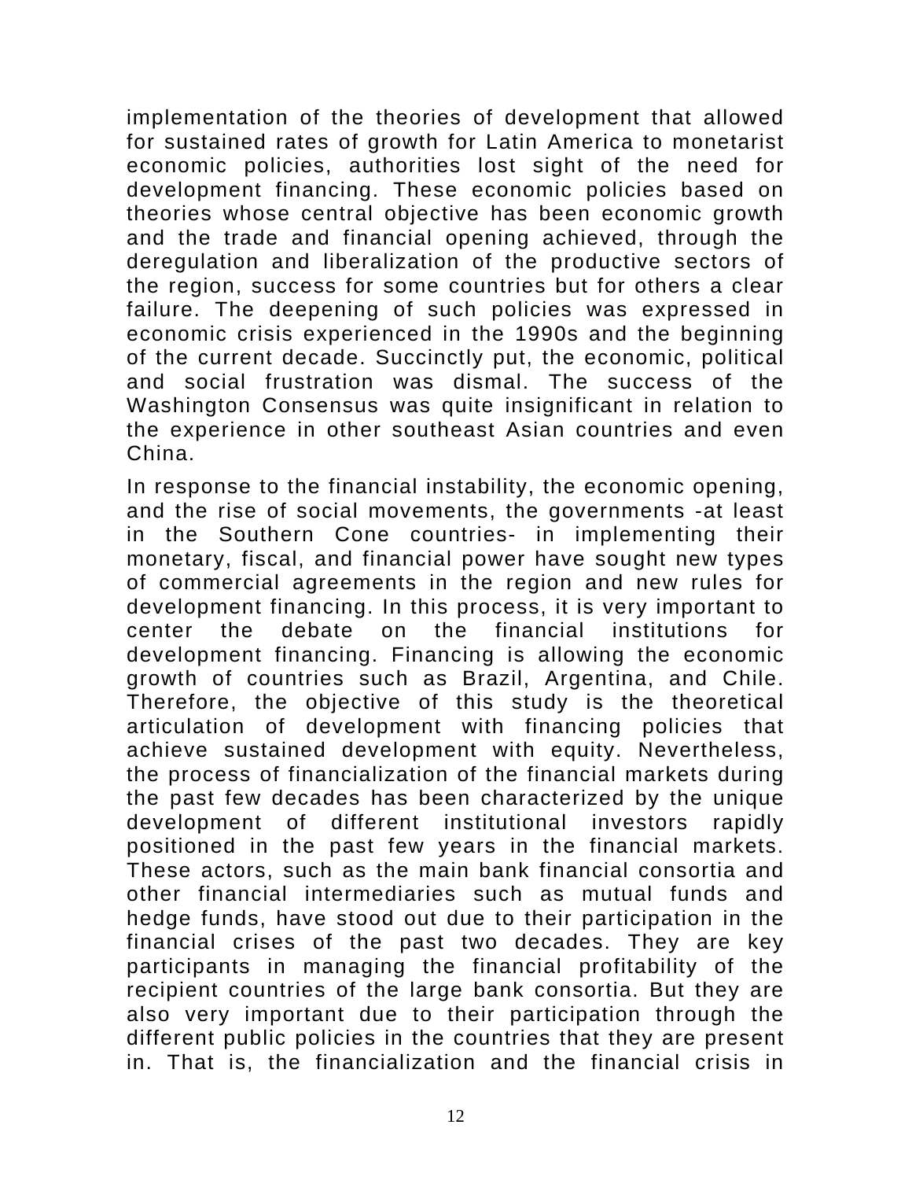implementation of the theories of development that allowed for sustained rates of growth for Latin America to monetarist economic policies, authorities lost sight of the need for development financing. These economic policies based on theories whose central objective has been economic growth and the trade and financial opening achieved, through the deregulation and liberalization of the productive sectors of the region, success for some countries but for others a clear failure. The deepening of such policies was expressed in economic crisis experienced in the 1990s and the beginning of the current decade. Succinctly put, the economic, political and social frustration was dismal. The success of the Washington Consensus was quite insignificant in relation to the experience in other southeast Asian countries and even China.

In response to the financial instability, the economic opening, and the rise of social movements, the governments -at least in the Southern Cone countries- in implementing their monetary, fiscal, and financial power have sought new types of commercial agreements in the region and new rules for development financing. In this process, it is very important to center the debate on the financial institutions for development financing. Financing is allowing the economic growth of countries such as Brazil, Argentina, and Chile. Therefore, the objective of this study is the theoretical articulation of development with financing policies that achieve sustained development with equity. Nevertheless, the process of financialization of the financial markets during the past few decades has been characterized by the unique development of different institutional investors rapidly positioned in the past few years in the financial markets. These actors, such as the main bank financial consortia and other financial intermediaries such as mutual funds and hedge funds, have stood out due to their participation in the financial crises of the past two decades. They are key participants in managing the financial profitability of the recipient countries of the large bank consortia. But they are also very important due to their participation through the different public policies in the countries that they are present in. That is, the financialization and the financial crisis in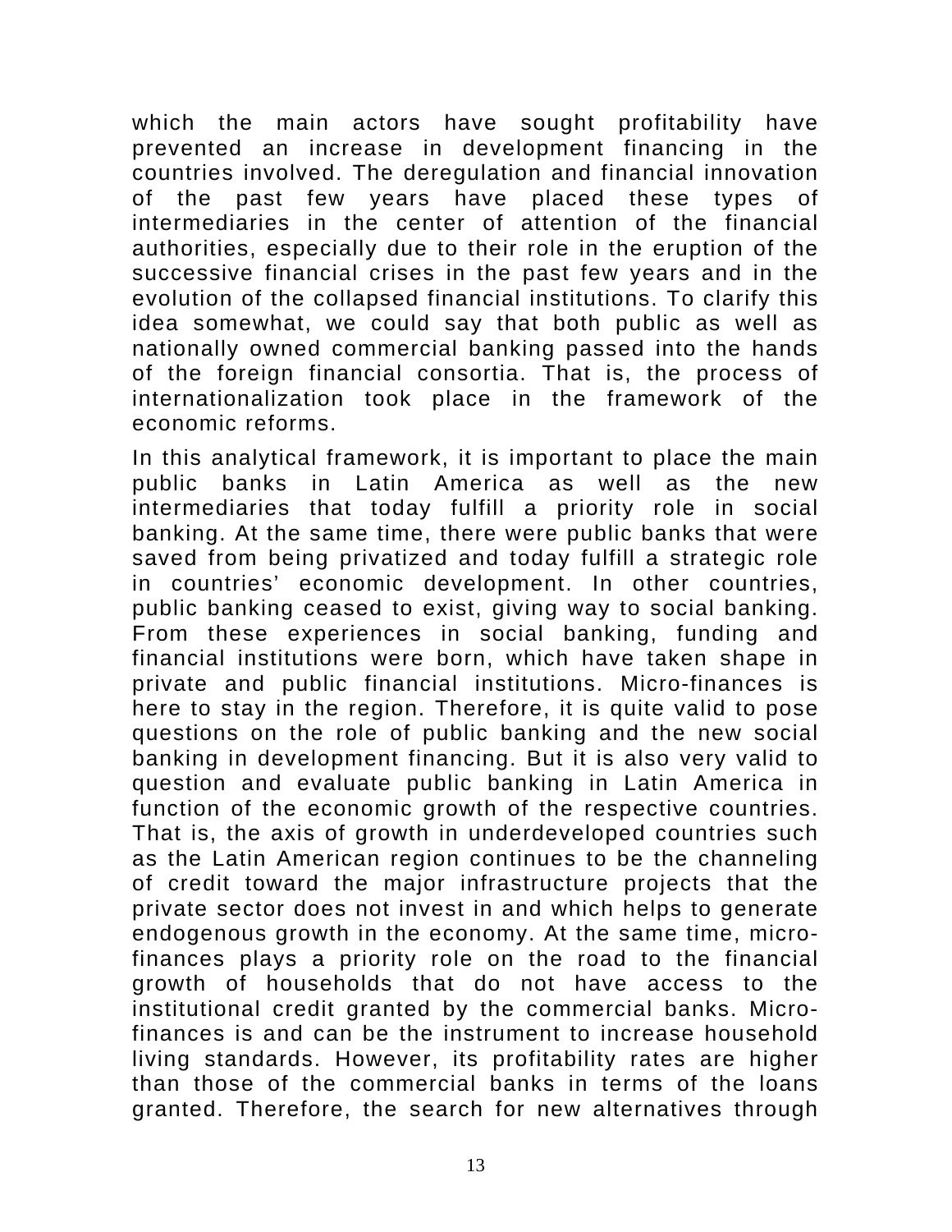which the main actors have sought profitability have prevented an increase in development financing in the countries involved. The deregulation and financial innovation of the past few years have placed these types of intermediaries in the center of attention of the financial authorities, especially due to their role in the eruption of the successive financial crises in the past few years and in the evolution of the collapsed financial institutions. To clarify this idea somewhat, we could say that both public as well as nationally owned commercial banking passed into the hands of the foreign financial consortia. That is, the process of internationalization took place in the framework of the economic reforms.

In this analytical framework, it is important to place the main public banks in Latin America as well as the new intermediaries that today fulfill a priority role in social banking. At the same time, there were public banks that were saved from being privatized and today fulfill a strategic role in countries' economic development. In other countries, public banking ceased to exist, giving way to social banking. From these experiences in social banking, funding and financial institutions were born, which have taken shape in private and public financial institutions. Micro-finances is here to stay in the region. Therefore, it is quite valid to pose questions on the role of public banking and the new social banking in development financing. But it is also very valid to question and evaluate public banking in Latin America in function of the economic growth of the respective countries. That is, the axis of growth in underdeveloped countries such as the Latin American region continues to be the channeling of credit toward the major infrastructure projects that the private sector does not invest in and which helps to generate endogenous growth in the economy. At the same time, micro-finances plays a priority role on the road to the financial growth of households that do not have access to the institutional credit granted by the commercial banks. Micro-finances is and can be the instrument to increase household living standards. However, its profitability rates are higher than those of the commercial banks in terms of the loans granted. Therefore, the search for new alternatives through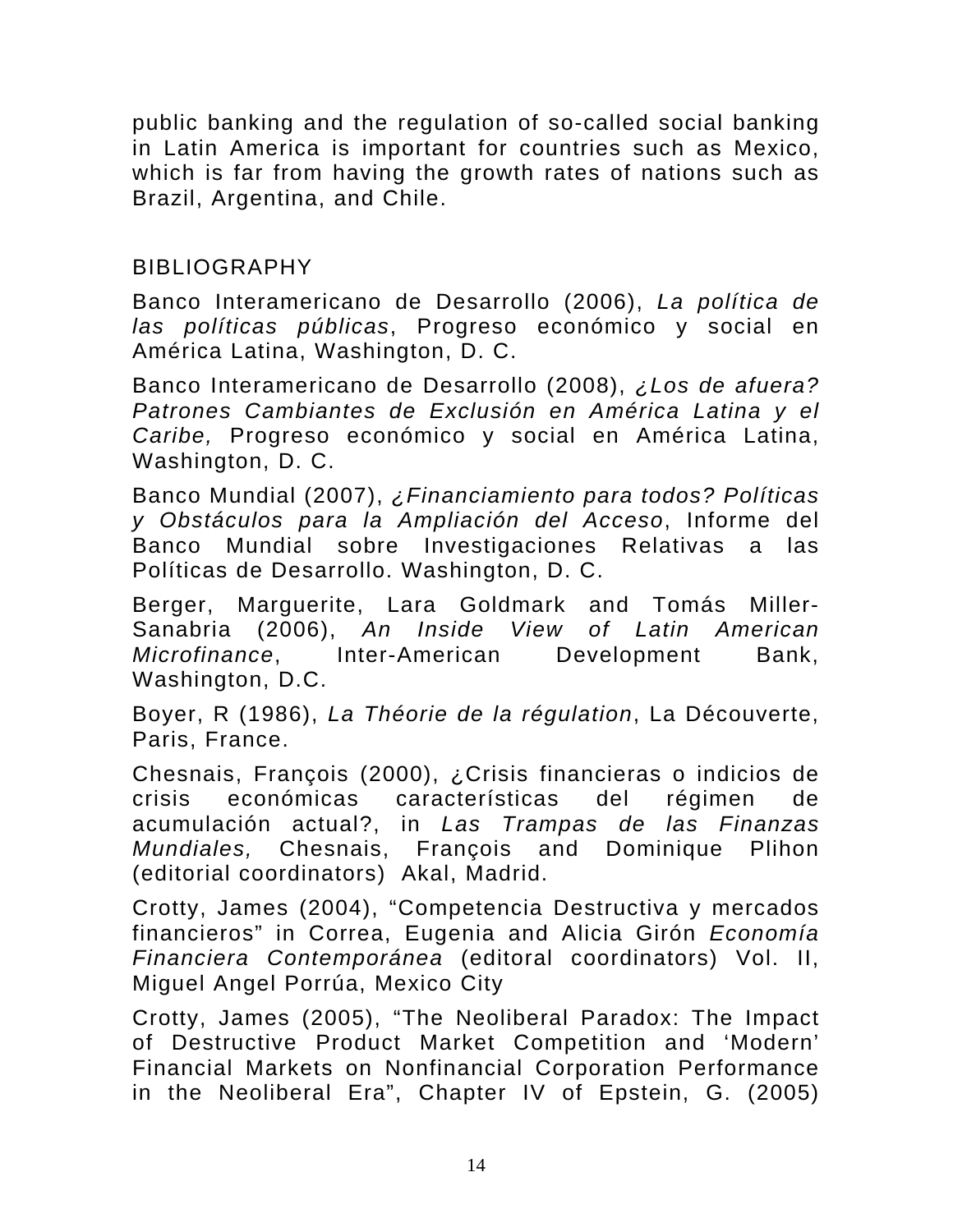public banking and the regulation of so-called social banking in Latin America is important for countries such as Mexico, which is far from having the growth rates of nations such as Brazil, Argentina, and Chile.

## BIBLIOGRAPHY

Banco Interamericano de Desarrollo (2006), *La política de las políticas públicas*, Progreso económico y social en América Latina, Washington, D. C.

Banco Interamericano de Desarrollo (2008), *¿Los de afuera? Patrones Cambiantes de Exclusión en América Latina y el Caribe,* Progreso económico y social en América Latina, Washington, D. C.

Banco Mundial (2007), *¿Financiamiento para todos? Políticas y Obstáculos para la Ampliación del Acceso*, Informe del Banco Mundial sobre Investigaciones Relativas a las Políticas de Desarrollo. Washington, D. C.

Berger, Marguerite, Lara Goldmark and Tomás Miller-Sanabria (2006), *An Inside View of Latin American Microfinance*, Inter-American Development Bank, Washington, D.C.

Boyer, R (1986), *La Théorie de la régulation*, La Découverte, Paris, France.

Chesnais, François (2000), ¿Crisis financieras o indicios de crisis económicas características del régimen de acumulación actual?, in *Las Trampas de las Finanzas Mundiales,* Chesnais, François and Dominique Plihon (editorial coordinators) Akal, Madrid.

Crotty, James (2004), "Competencia Destructiva y mercados financieros" in Correa, Eugenia and Alicia Girón *Economía Financiera Contemporánea* (editoral coordinators) Vol. II, Miguel Angel Porrúa, Mexico City

Crotty, James (2005), "The Neoliberal Paradox: The Impact of Destructive Product Market Competition and 'Modern' Financial Markets on Nonfinancial Corporation Performance in the Neoliberal Era", Chapter IV of Epstein, G. (2005)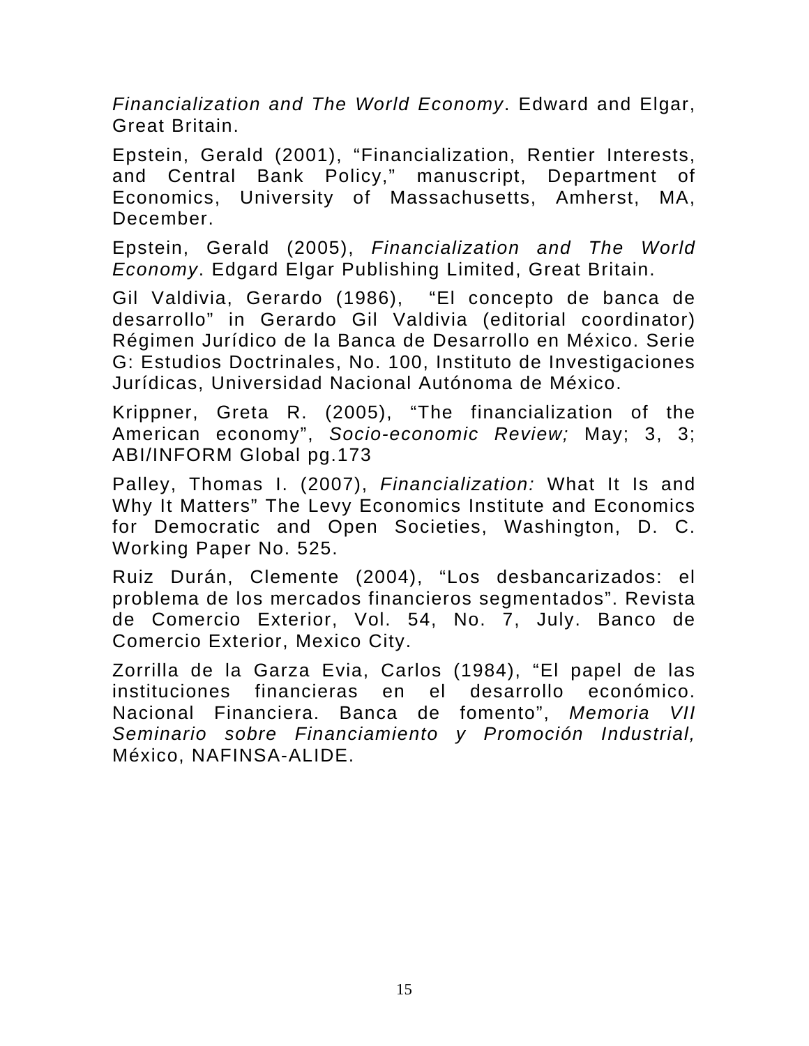*Financialization and The World Economy*. Edward and Elgar, Great Britain.

Epstein, Gerald (2001), "Financialization, Rentier Interests, and Central Bank Policy," manuscript, Department of Economics, University of Massachusetts, Amherst, MA, December.

Epstein, Gerald (2005), *Financialization and The World Economy*. Edgard Elgar Publishing Limited, Great Britain.

Gil Valdivia, Gerardo (1986), "El concepto de banca de desarrollo" in Gerardo Gil Valdivia (editorial coordinator) Régimen Jurídico de la Banca de Desarrollo en México. Serie G: Estudios Doctrinales, No. 100, Instituto de Investigaciones Jurídicas, Universidad Nacional Autónoma de México.

Krippner, Greta R. (2005), "The financialization of the American economy", *Socio-economic Review;* May; 3, 3; ABI/INFORM Global pg.173

Palley, Thomas I. (2007), *Financialization:* What It Is and Why It Matters" The Levy Economics Institute and Economics for Democratic and Open Societies, Washington, D. C. Working Paper No. 525.

Ruiz Durán, Clemente (2004), "Los desbancarizados: el problema de los mercados financieros segmentados". Revista de Comercio Exterior, Vol. 54, No. 7, July. Banco de Comercio Exterior, Mexico City.

Zorrilla de la Garza Evia, Carlos (1984), "El papel de las instituciones financieras en el desarrollo económico. Nacional Financiera. Banca de fomento", *Memoria VII Seminario sobre Financiamiento y Promoción Industrial,* México, NAFINSA-ALIDE.